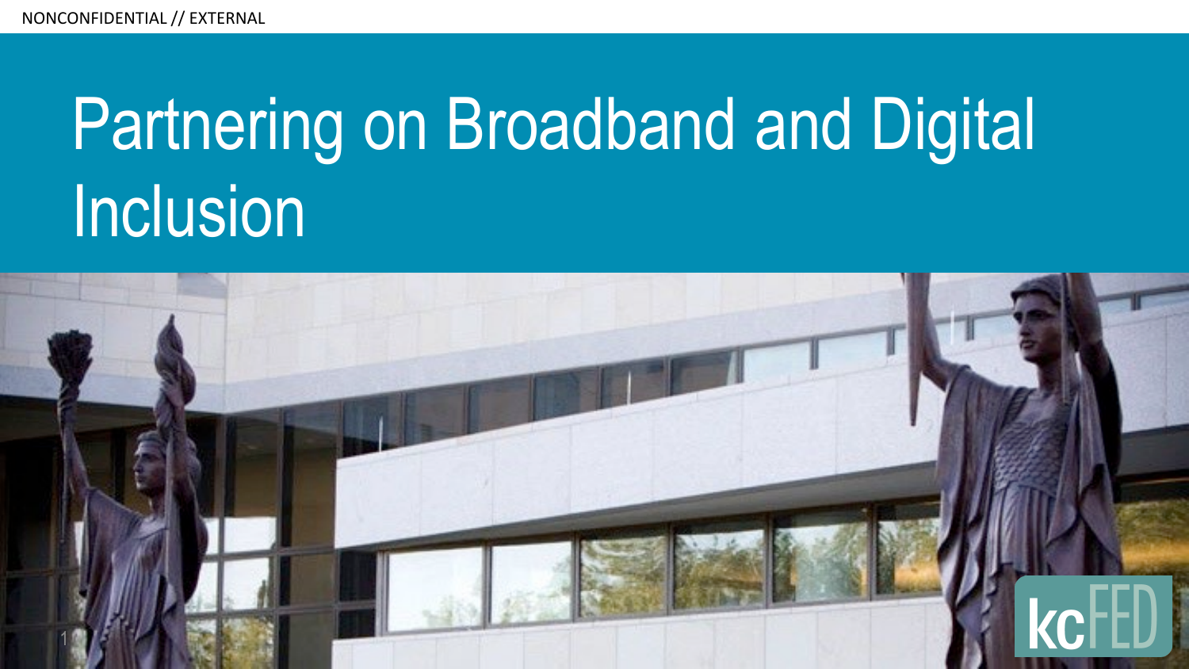NONCONFIDENTIAL // EXTERNAL

# Partnering on Broadband and Digital Inclusion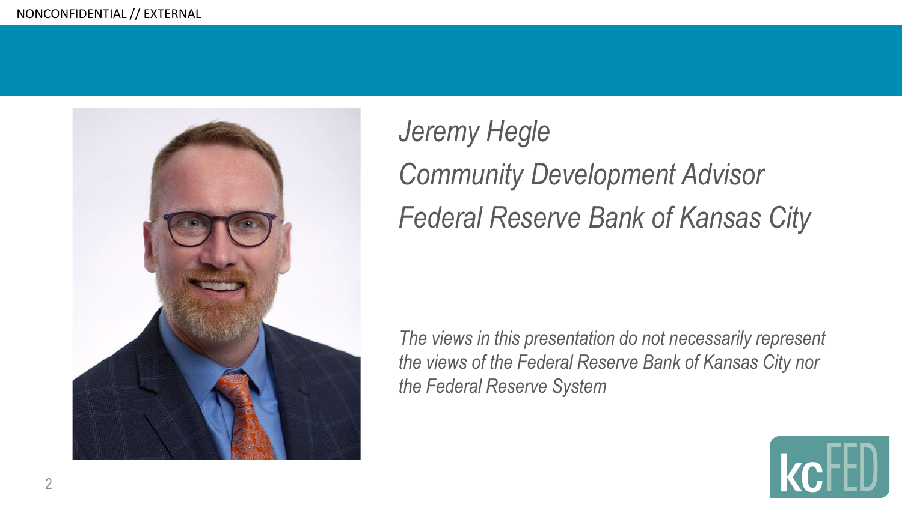*Jeremy Hegle*

*Community Development Advisor*

*Federal Reserve Bank of Kansas City*

*The views in this presentation do not necessarily represent the views of the Federal Reserve Bank of Kansas City nor the Federal Reserve System*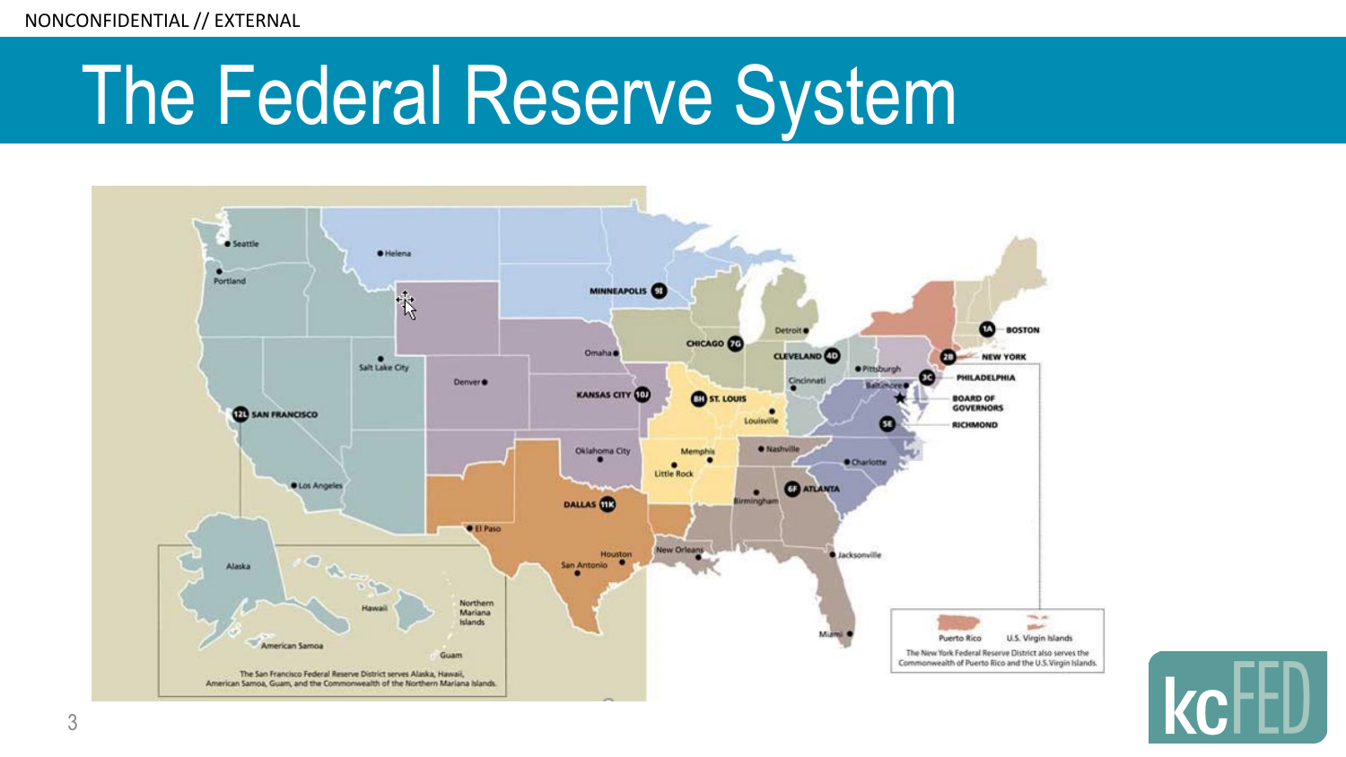# The Federal Reserve System

Seattle
Portland
Helena
MINNEAPOLIS 9I
Salt Lake City
Omaha
Denver
CHICAGO 7G
Detroit
CLEVELAND 4D
Pittsburgh
Cincinnati
KANSAS CITY 10J
8H ST. LOUIS
Louisville
12L SAN FRANCISCO
Los Angeles
Oklahoma City
Memphis
Little Rock
Nashville
Charlotte
DALLAS 11K
El Paso
Birmingham
6F ATLANTA
Houston
San Antonio
New Orleans
Jacksonville
Miami
1A BOSTON
2B NEW YORK
3C PHILADELPHIA
Baltimore
BOARD OF GOVERNORS
5E RICHMOND

Alaska
Hawaii
Northern Mariana Islands
American Samoa
Guam

The San Francisco Federal Reserve District serves Alaska, Hawaii, American Samoa, Guam, and the Commonwealth of the Northern Mariana Islands.

Puerto Rico
U.S. Virgin Islands

The New York Federal Reserve District also serves the Commonwealth of Puerto Rico and the U.S. Virgin Islands.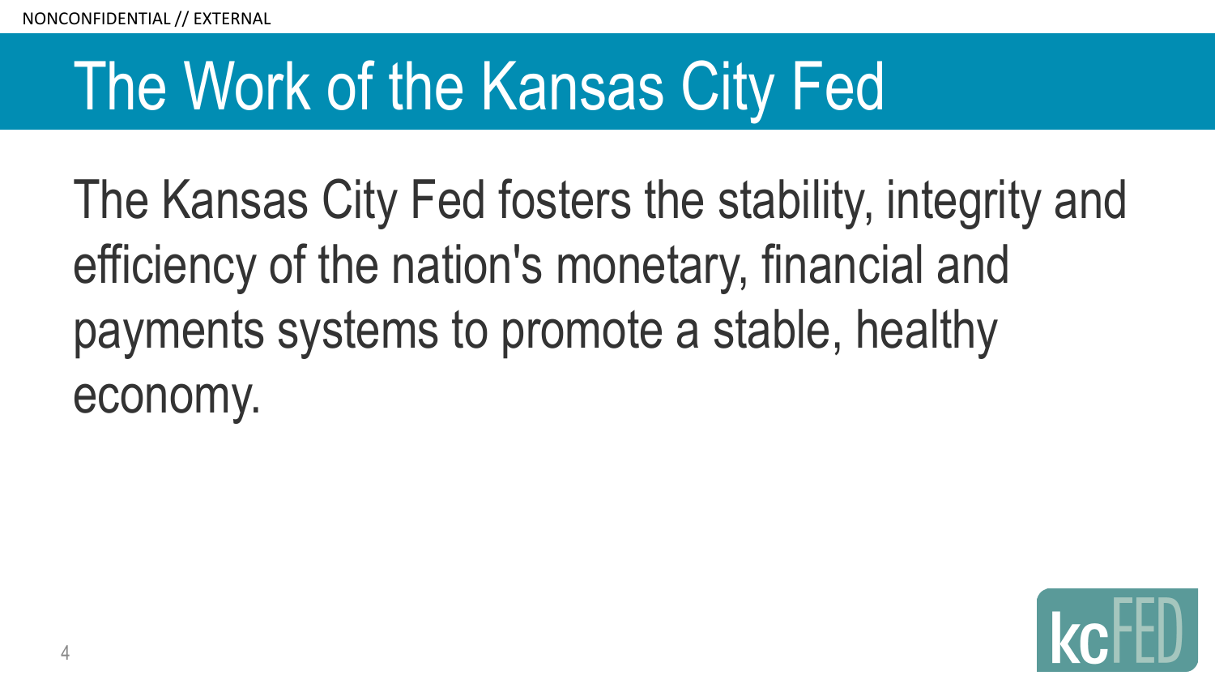# The Work of the Kansas City Fed

The Kansas City Fed fosters the stability, integrity and efficiency of the nation's monetary, financial and payments systems to promote a stable, healthy economy.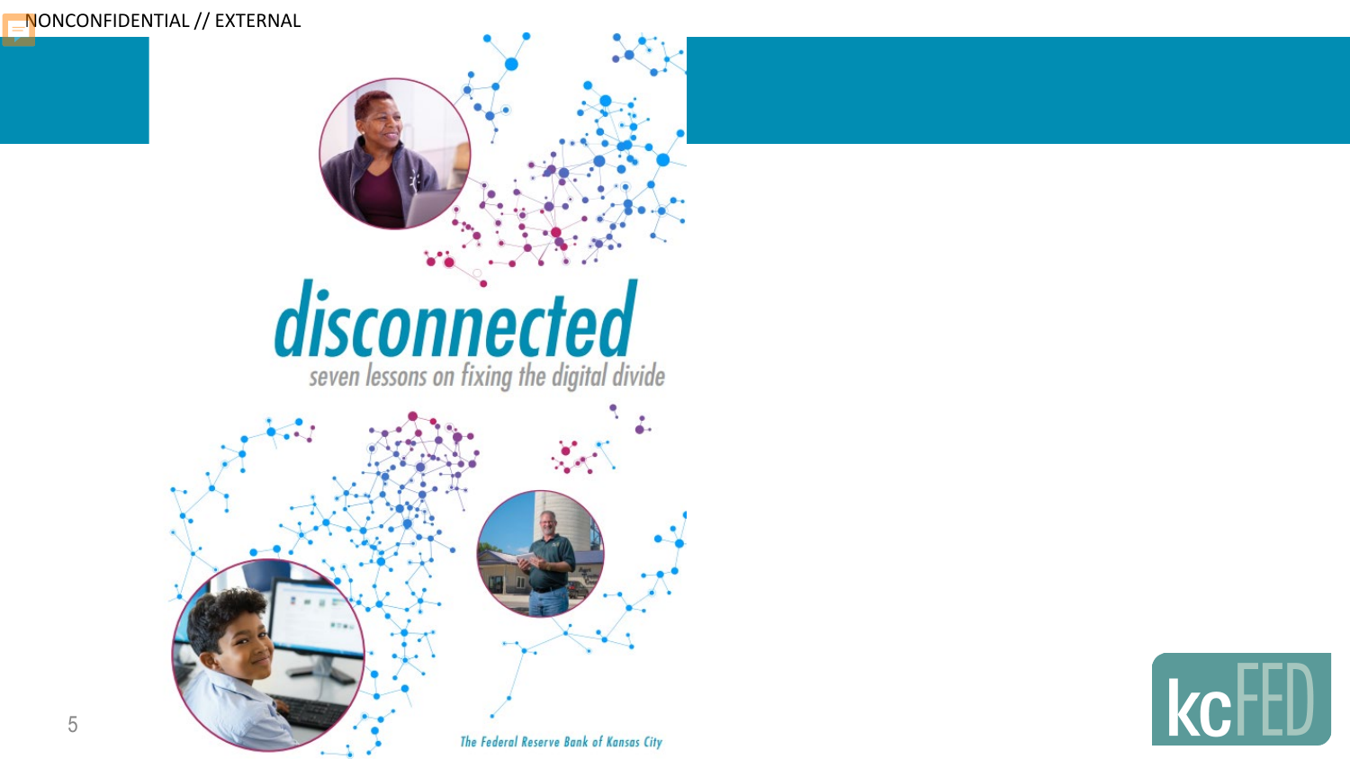NONCONFIDENTIAL // EXTERNAL

# disconnected

*seven lessons on fixing the digital divide*

*The Federal Reserve Bank of Kansas City*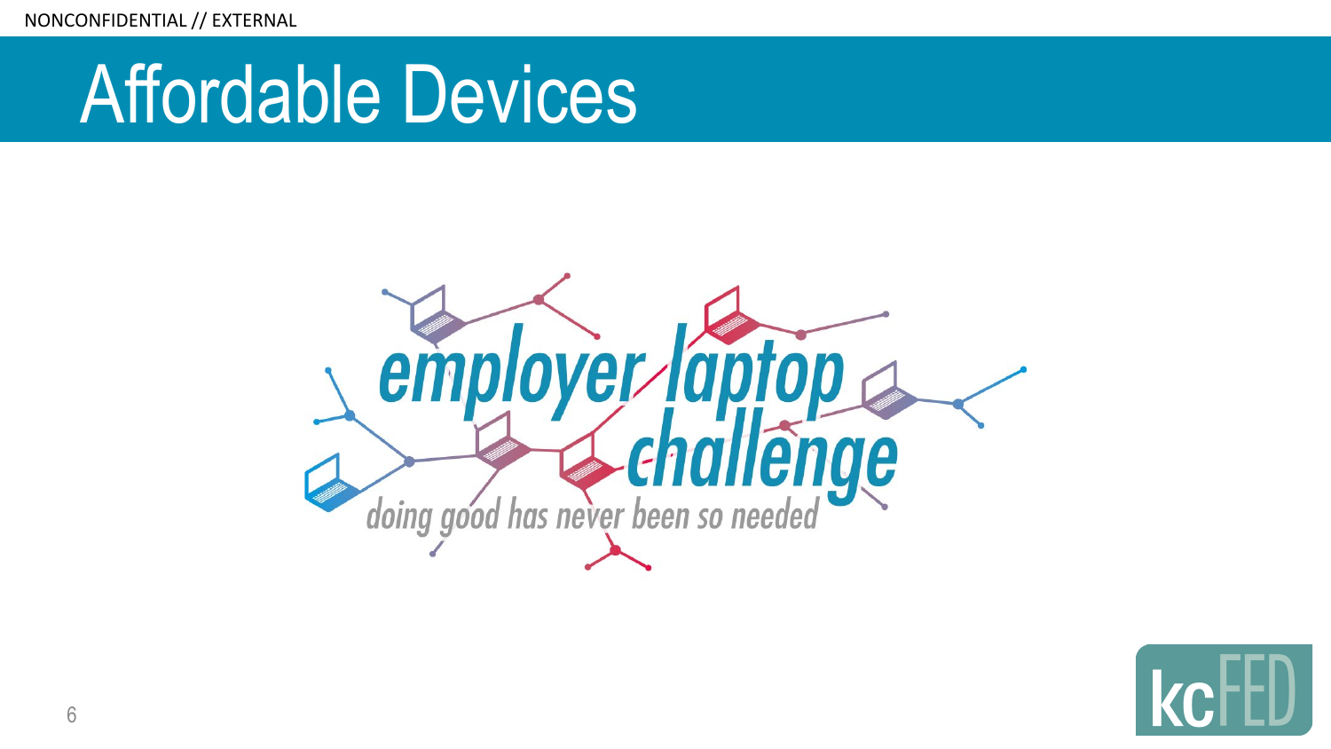# Affordable Devices

employer laptop challenge

doing good has never been so needed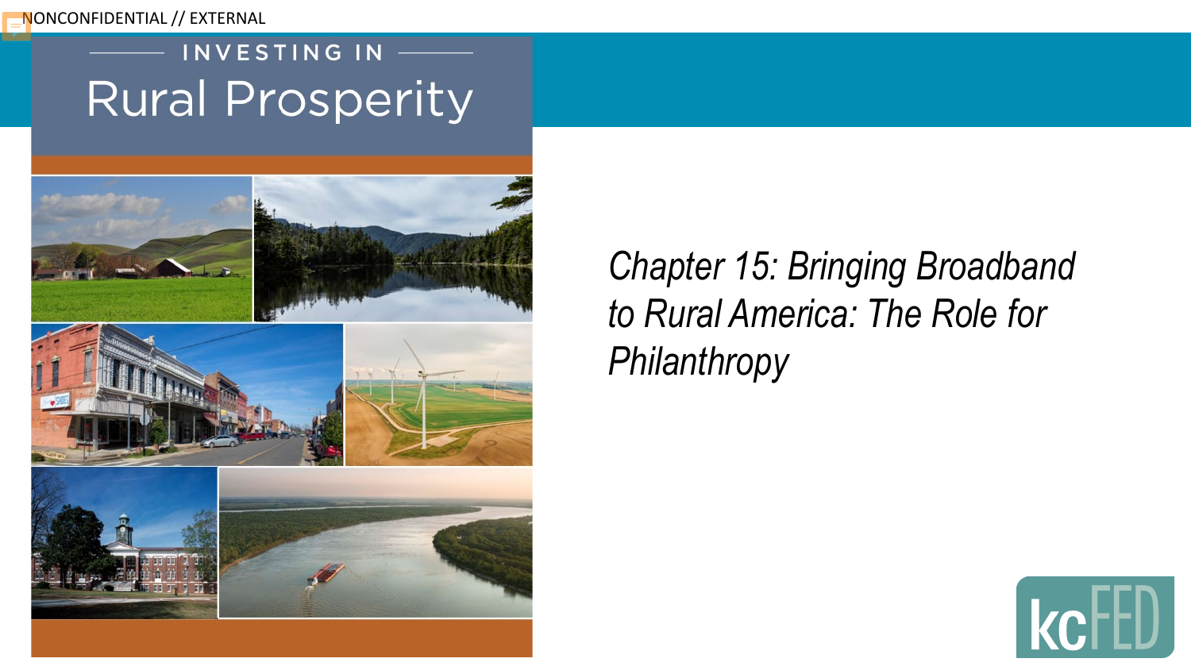NONCONFIDENTIAL // EXTERNAL

INVESTING IN

# Rural Prosperity

*Chapter 15: Bringing Broadband to Rural America: The Role for Philanthropy*

kcFED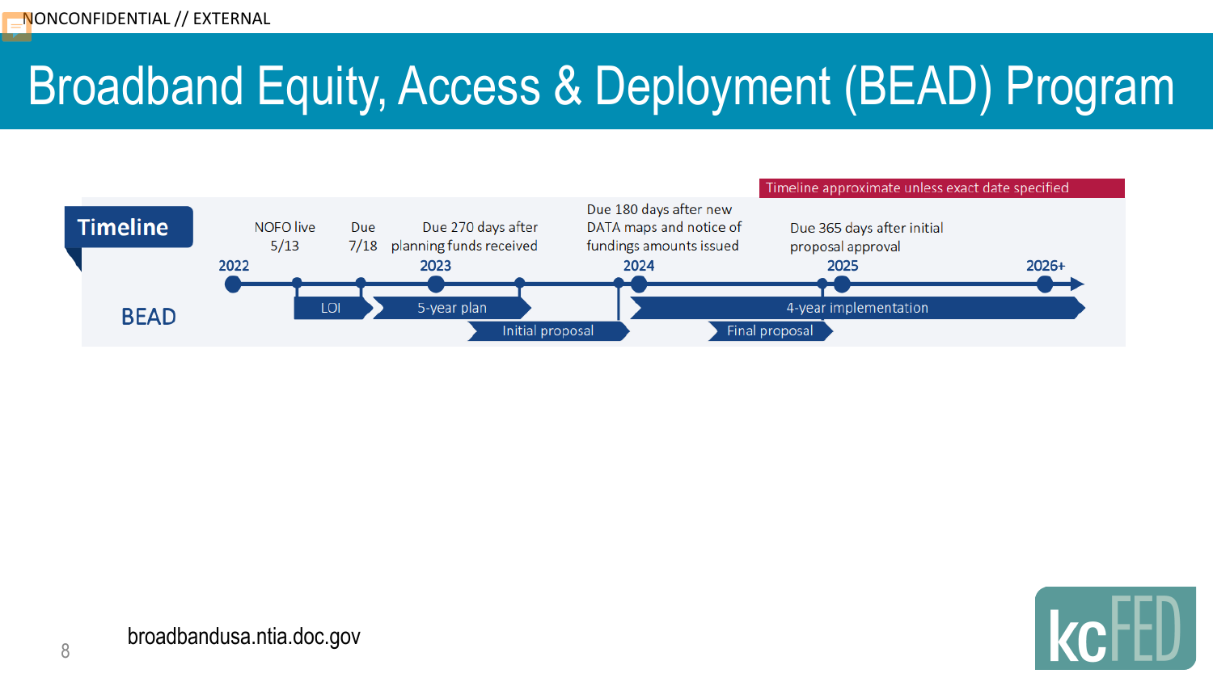NONCONFIDENTIAL // EXTERNAL

# Broadband Equity, Access & Deployment (BEAD) Program

Timeline approximate unless exact date specified

## Timeline

**BEAD**

| Year | Milestone | Note |
|---|---|---|
| 2022 | NOFO live | 5/13 |
| 2022 | LOI | Due 7/18 |
| 2023 | 5-year plan | Due 270 days after planning funds received |
| 2023 | Initial proposal | Due 180 days after new DATA maps and notice of fundings amounts issued |
| 2024 | Final proposal | Due 365 days after initial proposal approval |
| 2024–2026+ | 4-year implementation | |

broadbandusa.ntia.doc.gov

kcFED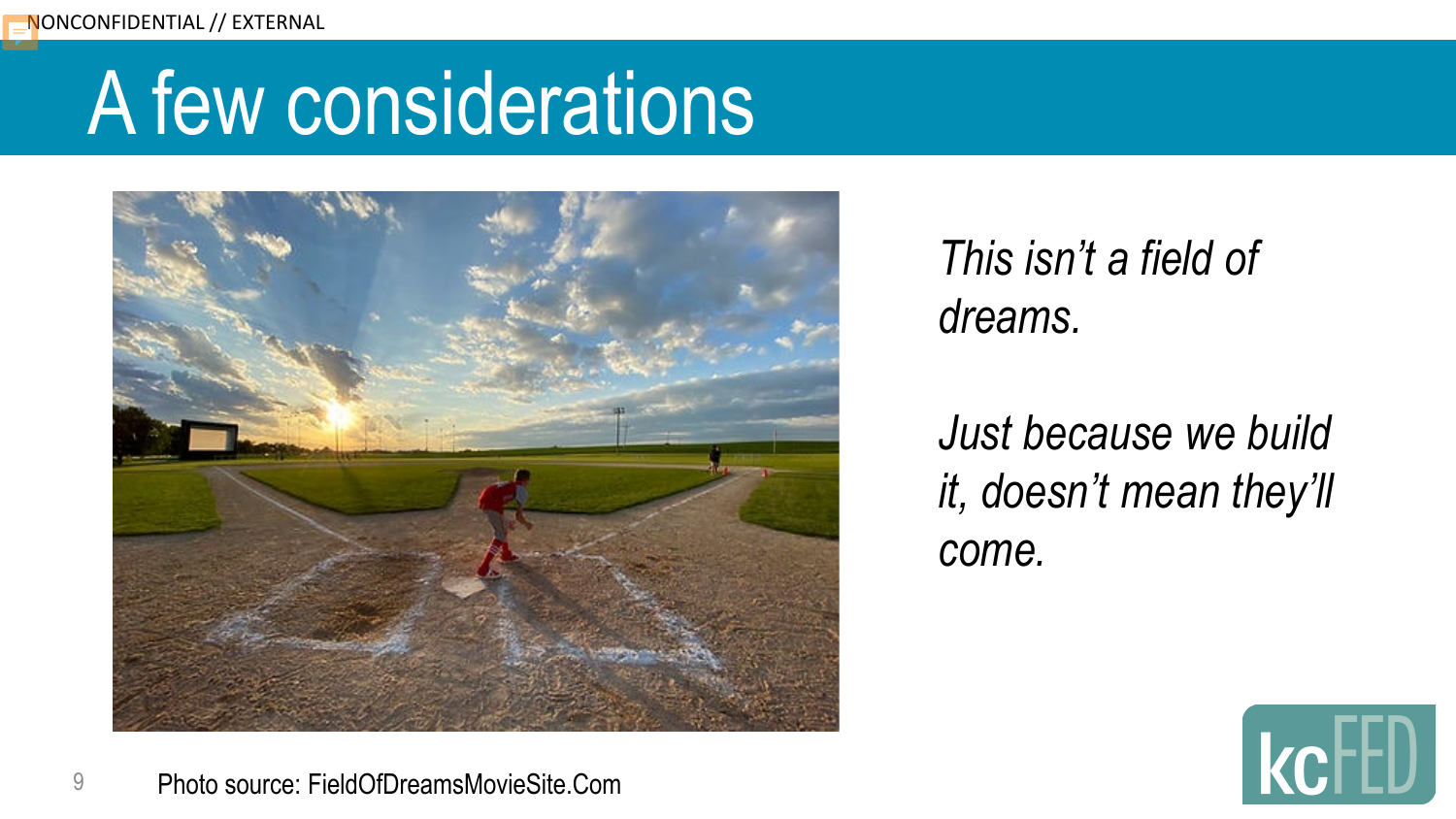# A few considerations

*This isn't a field of dreams.*

*Just because we build it, doesn't mean they'll come.*

Photo source: FieldOfDreamsMovieSite.Com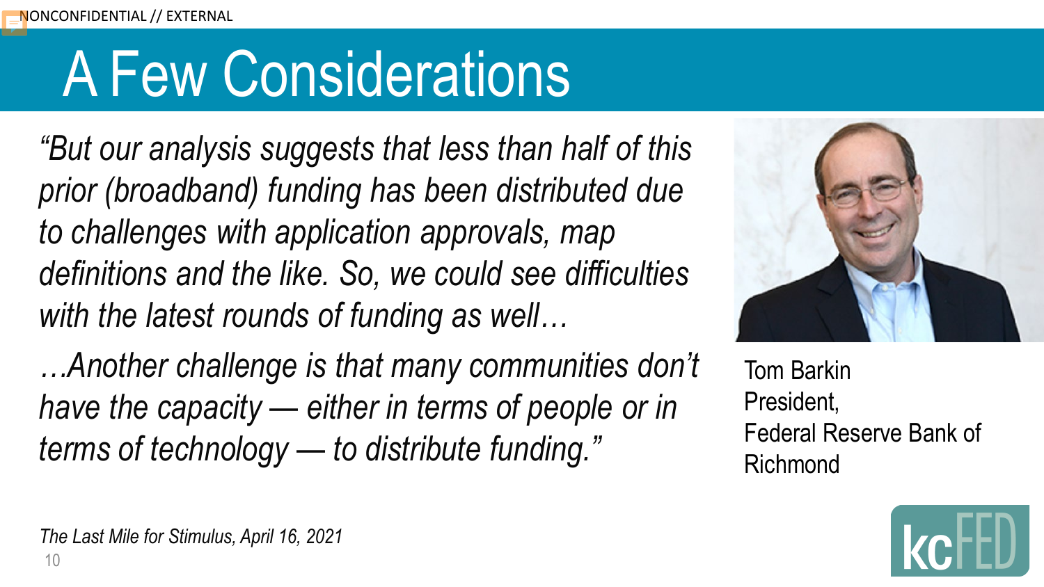# A Few Considerations

*"But our analysis suggests that less than half of this prior (broadband) funding has been distributed due to challenges with application approvals, map definitions and the like. So, we could see difficulties with the latest rounds of funding as well…*

*…Another challenge is that many communities don't have the capacity — either in terms of people or in terms of technology — to distribute funding."*

Tom Barkin
President,
Federal Reserve Bank of Richmond

*The Last Mile for Stimulus, April 16, 2021*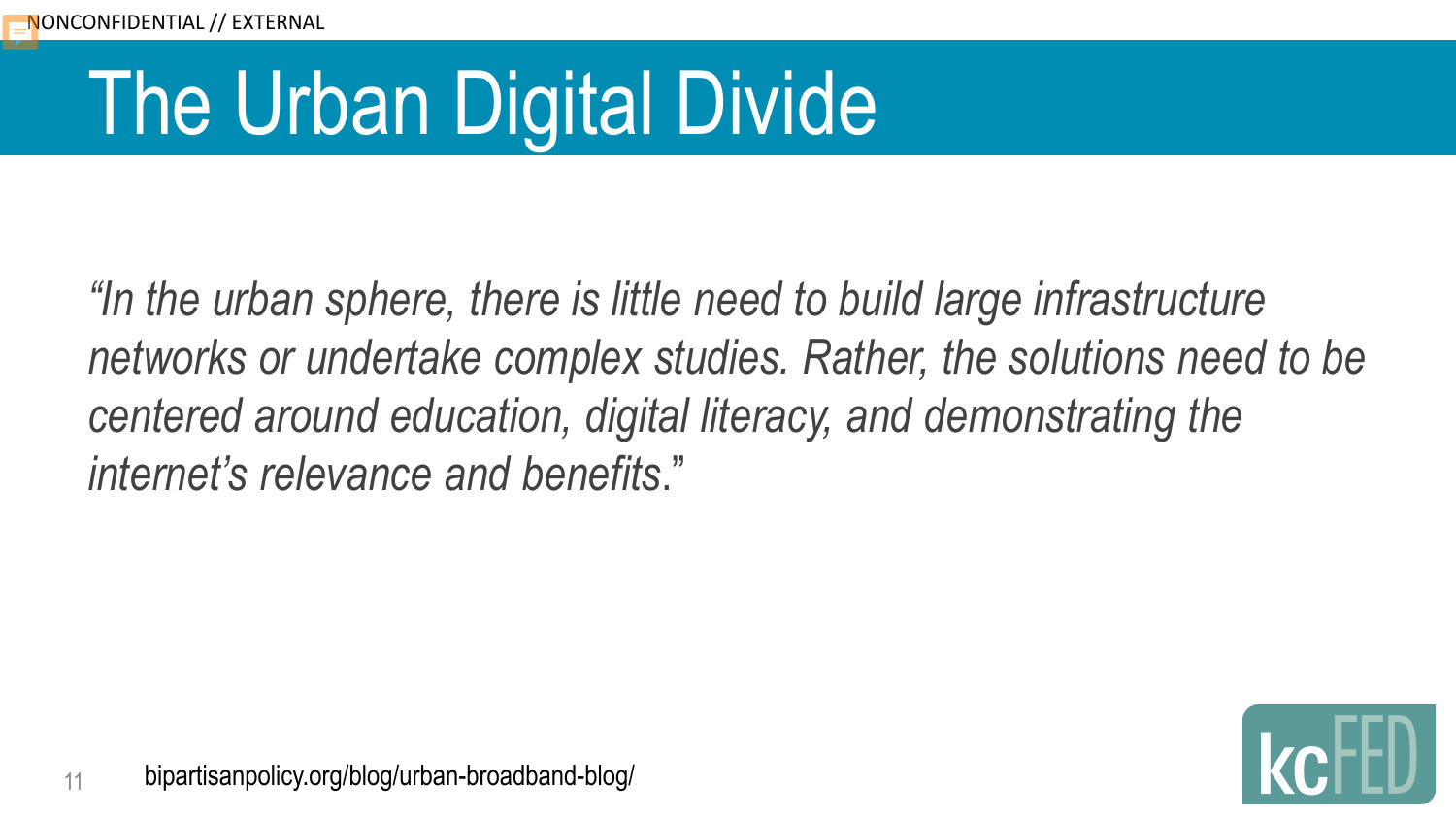# The Urban Digital Divide

*"In the urban sphere, there is little need to build large infrastructure networks or undertake complex studies. Rather, the solutions need to be centered around education, digital literacy, and demonstrating the internet's relevance and benefits."*

bipartisanpolicy.org/blog/urban-broadband-blog/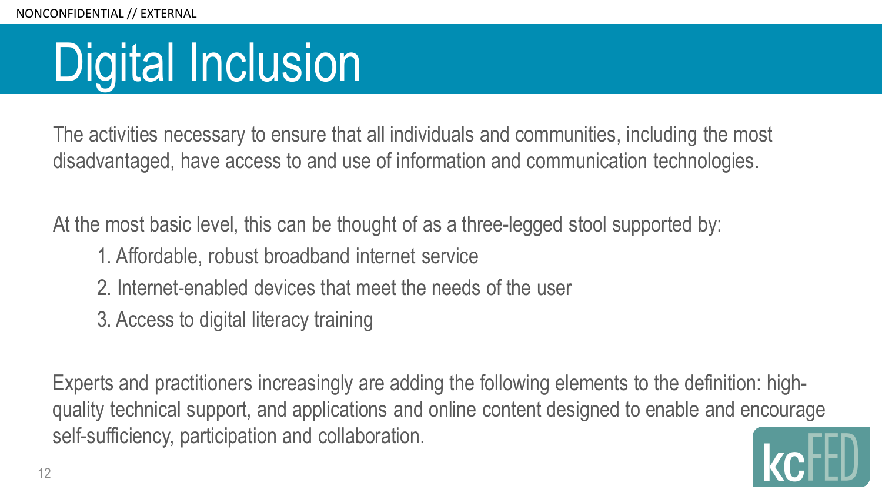# Digital Inclusion

The activities necessary to ensure that all individuals and communities, including the most disadvantaged, have access to and use of information and communication technologies.

At the most basic level, this can be thought of as a three-legged stool supported by:

1. Affordable, robust broadband internet service
2. Internet-enabled devices that meet the needs of the user
3. Access to digital literacy training

Experts and practitioners increasingly are adding the following elements to the definition: high-quality technical support, and applications and online content designed to enable and encourage self-sufficiency, participation and collaboration.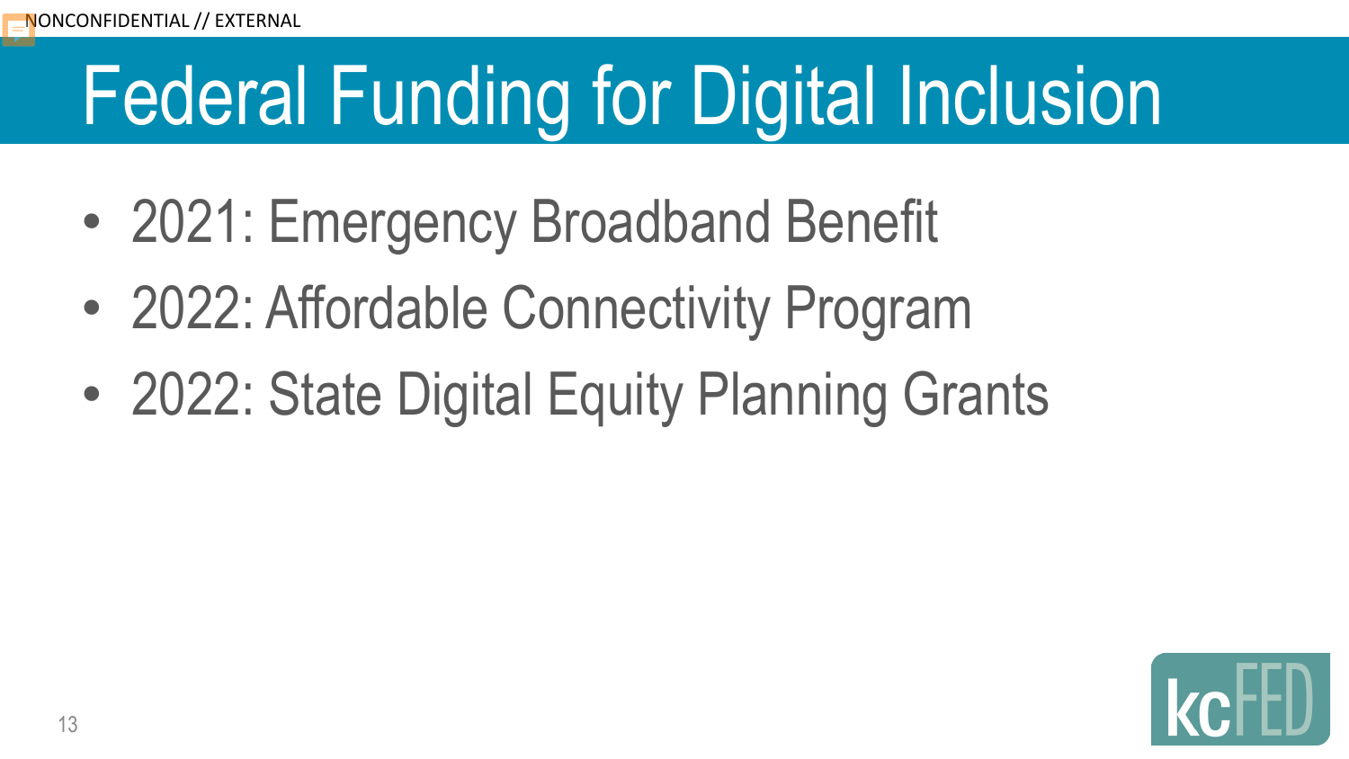# Federal Funding for Digital Inclusion

- 2021: Emergency Broadband Benefit
- 2022: Affordable Connectivity Program
- 2022: State Digital Equity Planning Grants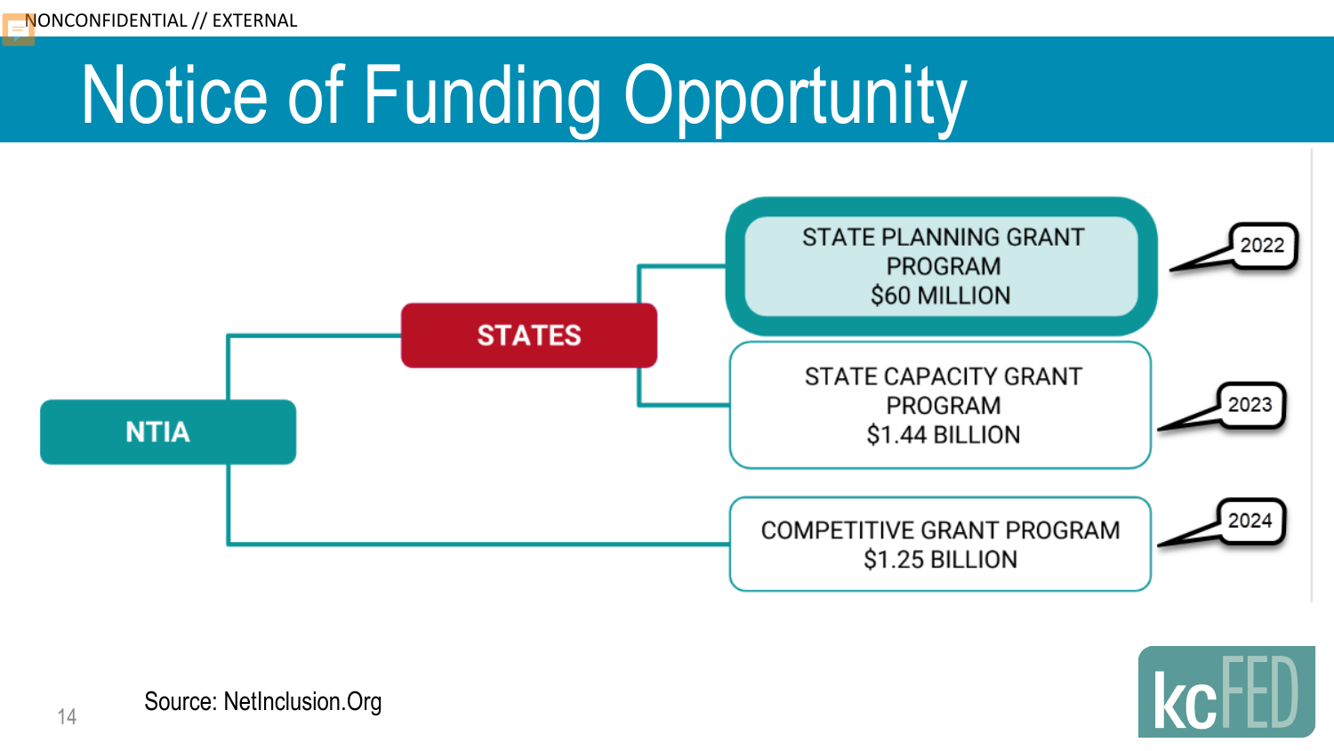NONCONFIDENTIAL // EXTERNAL

# Notice of Funding Opportunity

- **NTIA**
  - **STATES**
    - STATE PLANNING GRANT PROGRAM $60 MILLION — 2022
    - STATE CAPACITY GRANT PROGRAM $1.44 BILLION — 2023
  - COMPETITIVE GRANT PROGRAM $1.25 BILLION — 2024

Source: NetInclusion.Org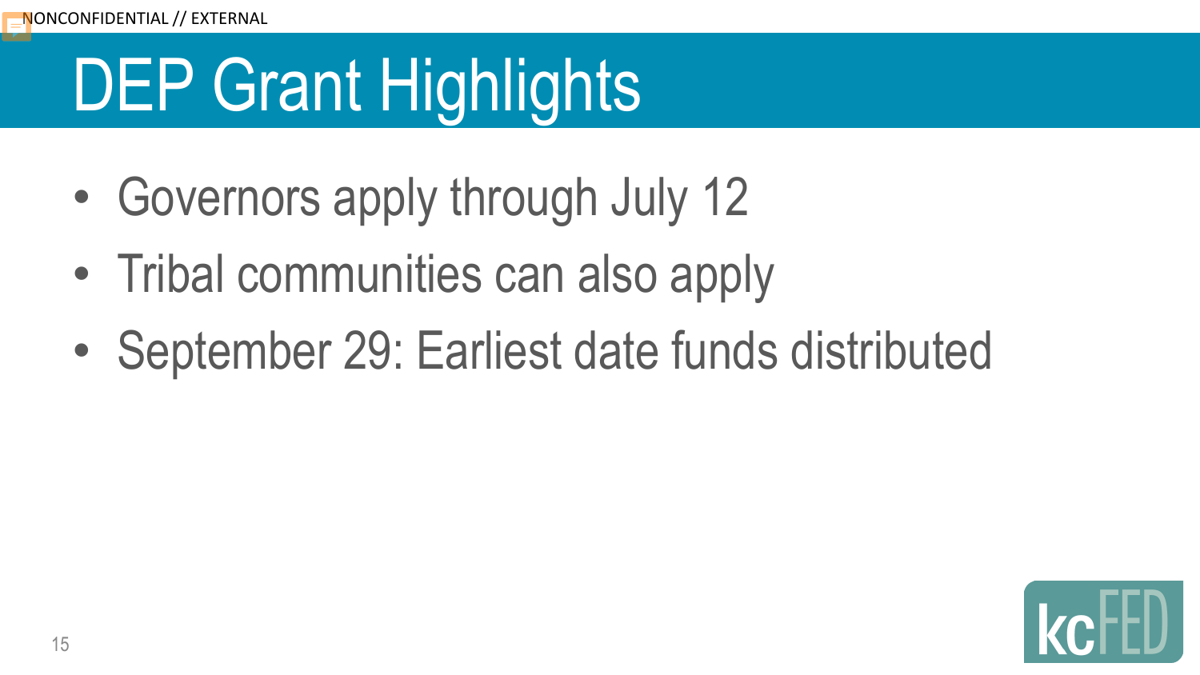NONCONFIDENTIAL // EXTERNAL

# DEP Grant Highlights

- Governors apply through July 12
- Tribal communities can also apply
- September 29: Earliest date funds distributed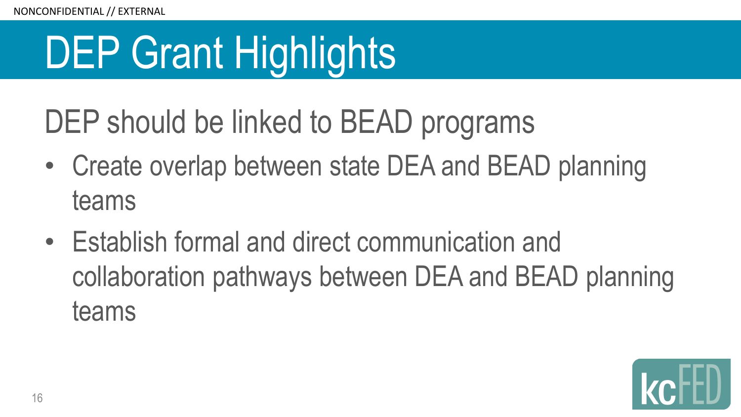# DEP Grant Highlights

DEP should be linked to BEAD programs

- Create overlap between state DEA and BEAD planning teams
- Establish formal and direct communication and collaboration pathways between DEA and BEAD planning teams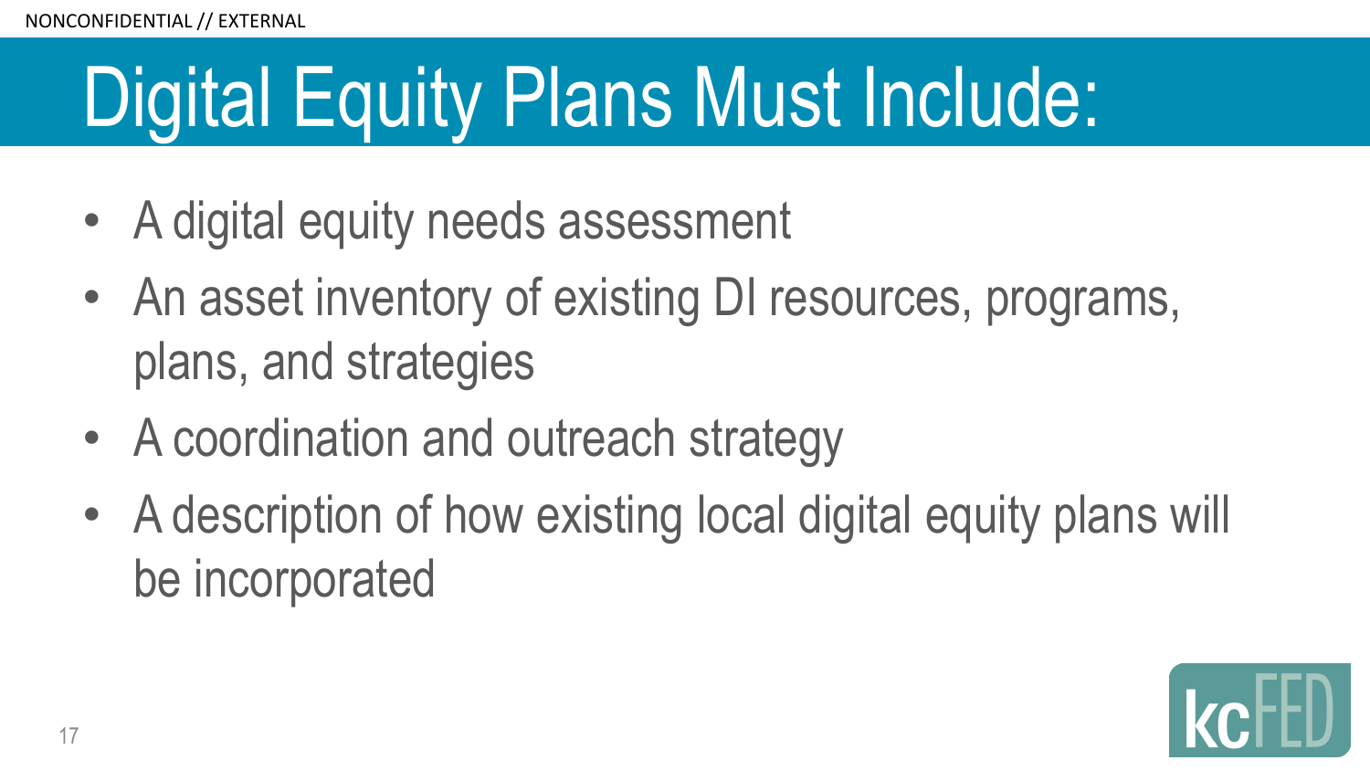# Digital Equity Plans Must Include:

- A digital equity needs assessment
- An asset inventory of existing DI resources, programs, plans, and strategies
- A coordination and outreach strategy
- A description of how existing local digital equity plans will be incorporated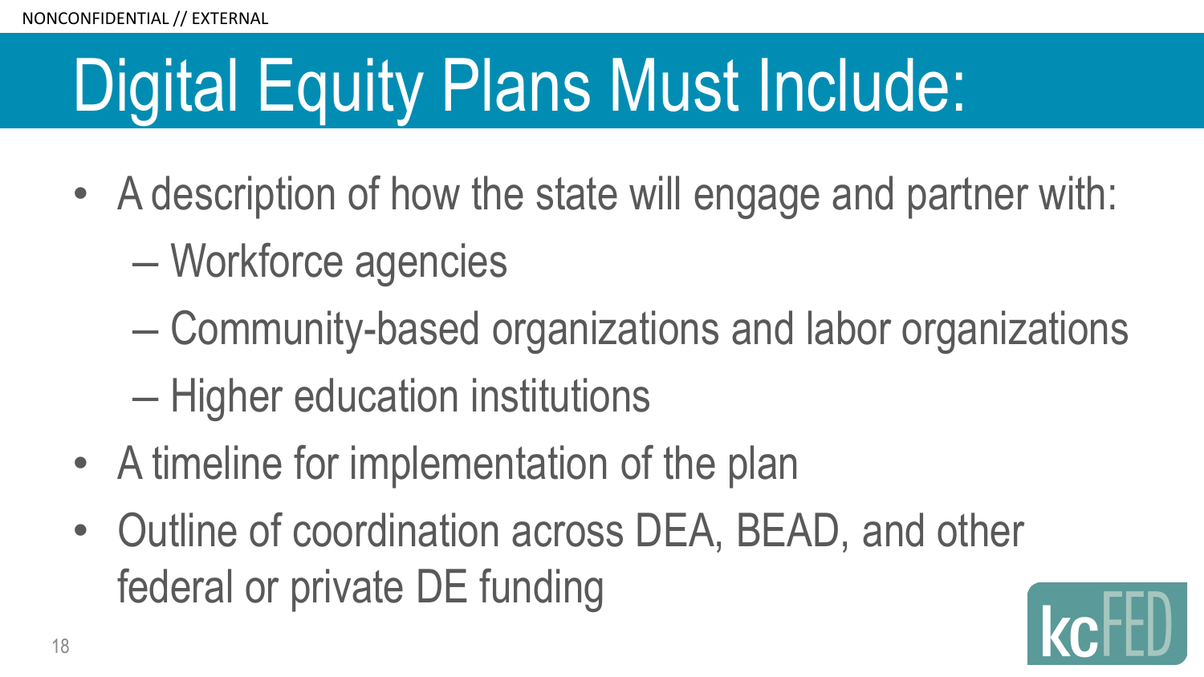# Digital Equity Plans Must Include:

- A description of how the state will engage and partner with:
  - Workforce agencies
  - Community-based organizations and labor organizations
  - Higher education institutions
- A timeline for implementation of the plan
- Outline of coordination across DEA, BEAD, and other federal or private DE funding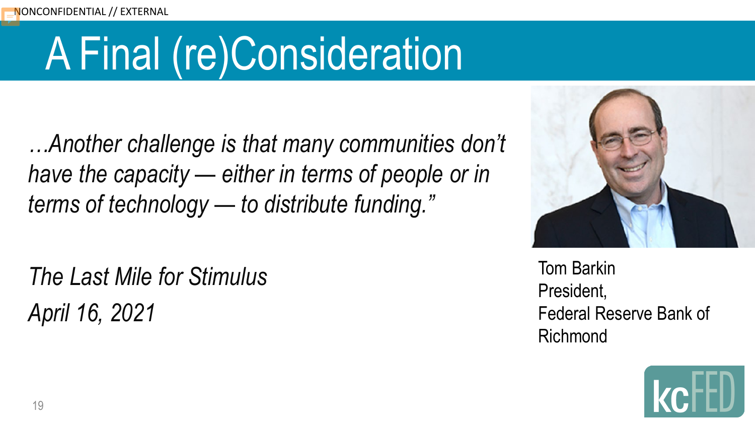NONCONFIDENTIAL // EXTERNAL

# A Final (re)Consideration

*…Another challenge is that many communities don’t have the capacity — either in terms of people or in terms of technology — to distribute funding.”*

*The Last Mile for Stimulus*
*April 16, 2021*

Tom Barkin
President,
Federal Reserve Bank of Richmond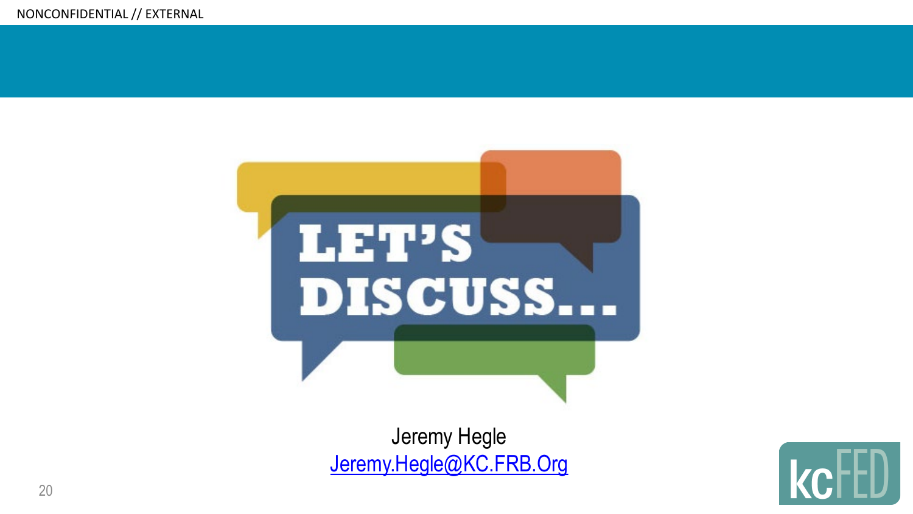NONCONFIDENTIAL // EXTERNAL

# LET'S DISCUSS...

Jeremy Hegle

[Jeremy.Hegle@KC.FRB.Org](mailto:Jeremy.Hegle@KC.FRB.Org)

kcFED